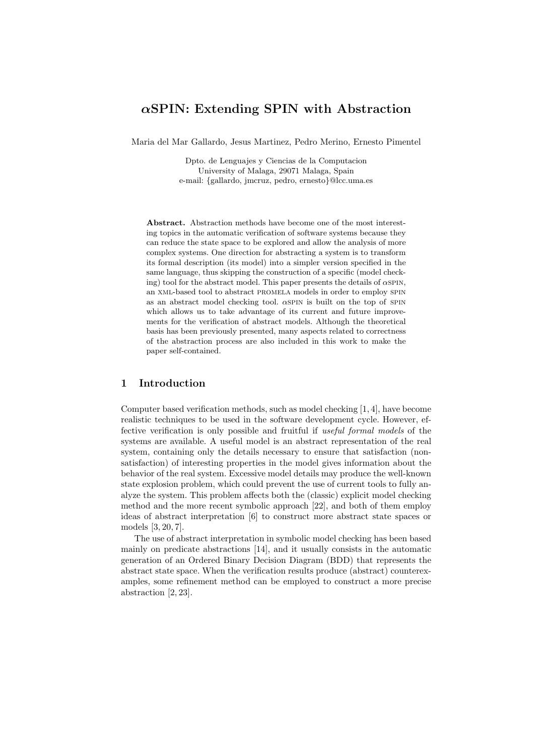# $\alpha$SPIN: Extending SPIN with Abstraction

Maria del Mar Gallardo, Jesus Martinez, Pedro Merino, Ernesto Pimentel

Dpto. de Lenguajes y Ciencias de la Computacion
University of Malaga, 29071 Malaga, Spain
e-mail: {gallardo, jmcruz, pedro, ernesto}@lcc.uma.es

**Abstract.** Abstraction methods have become one of the most interesting topics in the automatic verification of software systems because they can reduce the state space to be explored and allow the analysis of more complex systems. One direction for abstracting a system is to transform its formal description (its model) into a simpler version specified in the same language, thus skipping the construction of a specific (model checking) tool for the abstract model. This paper presents the details of $\alpha$SPIN, an XML-based tool to abstract PROMELA models in order to employ SPIN as an abstract model checking tool. $\alpha$SPIN is built on the top of SPIN which allows us to take advantage of its current and future improvements for the verification of abstract models. Although the theoretical basis has been previously presented, many aspects related to correctness of the abstraction process are also included in this work to make the paper self-contained.

## 1 Introduction

Computer based verification methods, such as model checking [1, 4], have become realistic techniques to be used in the software development cycle. However, effective verification is only possible and fruitful if *useful formal models* of the systems are available. A useful model is an abstract representation of the real system, containing only the details necessary to ensure that satisfaction (non-satisfaction) of interesting properties in the model gives information about the behavior of the real system. Excessive model details may produce the well-known state explosion problem, which could prevent the use of current tools to fully analyze the system. This problem affects both the (classic) explicit model checking method and the more recent symbolic approach [22], and both of them employ ideas of abstract interpretation [6] to construct more abstract state spaces or models [3, 20, 7].

The use of abstract interpretation in symbolic model checking has been based mainly on predicate abstractions [14], and it usually consists in the automatic generation of an Ordered Binary Decision Diagram (BDD) that represents the abstract state space. When the verification results produce (abstract) counterexamples, some refinement method can be employed to construct a more precise abstraction [2, 23].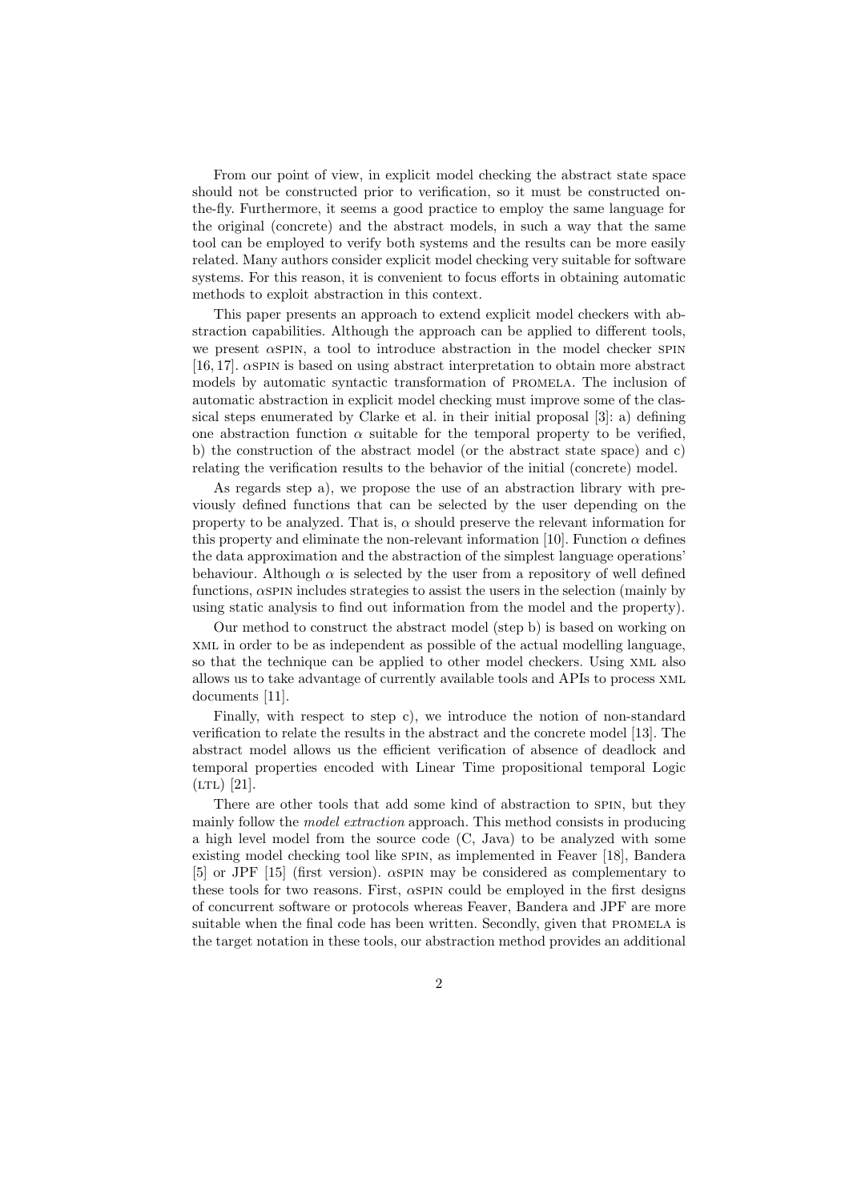From our point of view, in explicit model checking the abstract state space should not be constructed prior to verification, so it must be constructed on-the-fly. Furthermore, it seems a good practice to employ the same language for the original (concrete) and the abstract models, in such a way that the same tool can be employed to verify both systems and the results can be more easily related. Many authors consider explicit model checking very suitable for software systems. For this reason, it is convenient to focus efforts in obtaining automatic methods to exploit abstraction in this context.

This paper presents an approach to extend explicit model checkers with abstraction capabilities. Although the approach can be applied to different tools, we present $\alpha$SPIN, a tool to introduce abstraction in the model checker SPIN [16, 17]. $\alpha$SPIN is based on using abstract interpretation to obtain more abstract models by automatic syntactic transformation of PROMELA. The inclusion of automatic abstraction in explicit model checking must improve some of the classical steps enumerated by Clarke et al. in their initial proposal [3]: a) defining one abstraction function $\alpha$ suitable for the temporal property to be verified, b) the construction of the abstract model (or the abstract state space) and c) relating the verification results to the behavior of the initial (concrete) model.

As regards step a), we propose the use of an abstraction library with previously defined functions that can be selected by the user depending on the property to be analyzed. That is, $\alpha$ should preserve the relevant information for this property and eliminate the non-relevant information [10]. Function $\alpha$ defines the data approximation and the abstraction of the simplest language operations' behaviour. Although $\alpha$ is selected by the user from a repository of well defined functions, $\alpha$SPIN includes strategies to assist the users in the selection (mainly by using static analysis to find out information from the model and the property).

Our method to construct the abstract model (step b) is based on working on XML in order to be as independent as possible of the actual modelling language, so that the technique can be applied to other model checkers. Using XML also allows us to take advantage of currently available tools and APIs to process XML documents [11].

Finally, with respect to step c), we introduce the notion of non-standard verification to relate the results in the abstract and the concrete model [13]. The abstract model allows us the efficient verification of absence of deadlock and temporal properties encoded with Linear Time propositional temporal Logic (LTL) [21].

There are other tools that add some kind of abstraction to SPIN, but they mainly follow the *model extraction* approach. This method consists in producing a high level model from the source code (C, Java) to be analyzed with some existing model checking tool like SPIN, as implemented in Feaver [18], Bandera [5] or JPF [15] (first version). $\alpha$SPIN may be considered as complementary to these tools for two reasons. First, $\alpha$SPIN could be employed in the first designs of concurrent software or protocols whereas Feaver, Bandera and JPF are more suitable when the final code has been written. Secondly, given that PROMELA is the target notation in these tools, our abstraction method provides an additional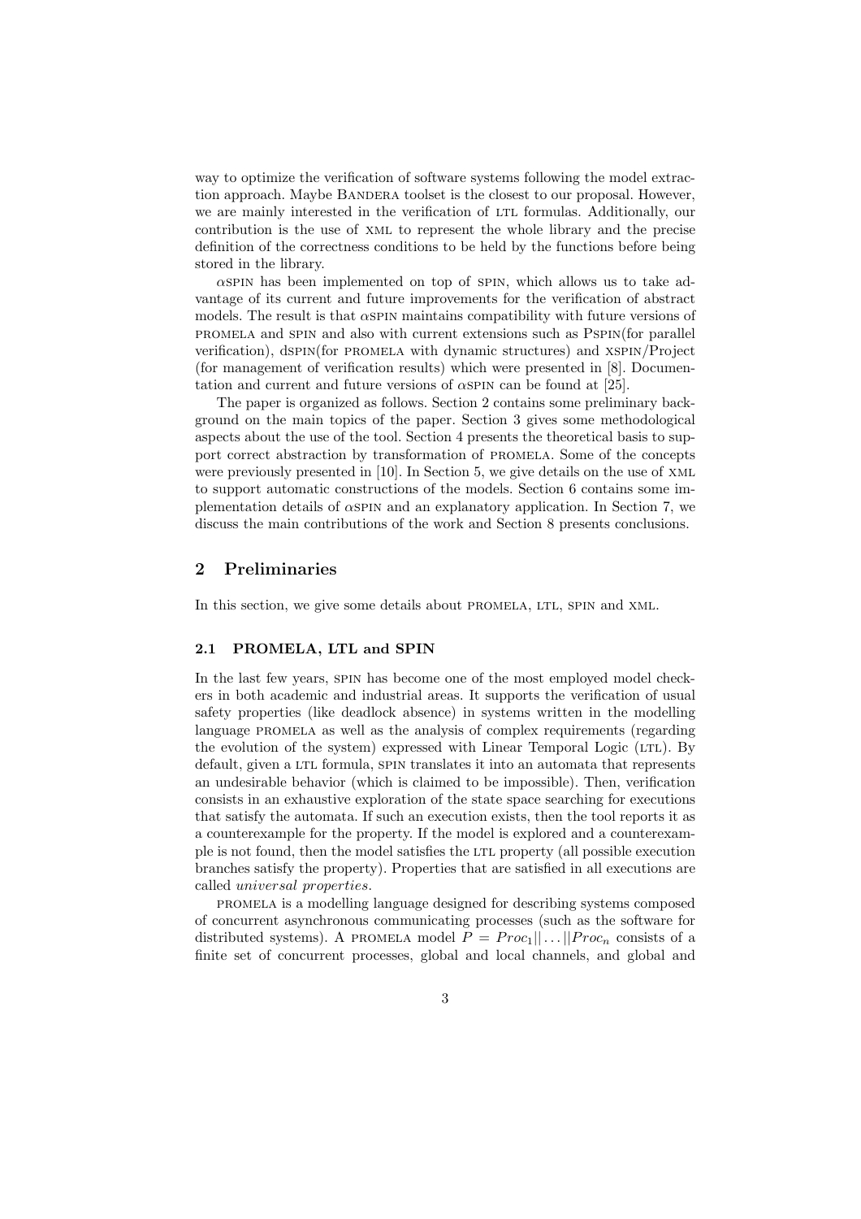way to optimize the verification of software systems following the model extraction approach. Maybe BANDERA toolset is the closest to our proposal. However, we are mainly interested in the verification of LTL formulas. Additionally, our contribution is the use of XML to represent the whole library and the precise definition of the correctness conditions to be held by the functions before being stored in the library.

$\alpha$SPIN has been implemented on top of SPIN, which allows us to take advantage of its current and future improvements for the verification of abstract models. The result is that $\alpha$SPIN maintains compatibility with future versions of PROMELA and SPIN and also with current extensions such as PSPIN(for parallel verification), dSPIN(for PROMELA with dynamic structures) and XSPIN/Project (for management of verification results) which were presented in [8]. Documentation and current and future versions of $\alpha$SPIN can be found at [25].

The paper is organized as follows. Section 2 contains some preliminary background on the main topics of the paper. Section 3 gives some methodological aspects about the use of the tool. Section 4 presents the theoretical basis to support correct abstraction by transformation of PROMELA. Some of the concepts were previously presented in [10]. In Section 5, we give details on the use of XML to support automatic constructions of the models. Section 6 contains some implementation details of $\alpha$SPIN and an explanatory application. In Section 7, we discuss the main contributions of the work and Section 8 presents conclusions.

## 2 Preliminaries

In this section, we give some details about PROMELA, LTL, SPIN and XML.

### 2.1 PROMELA, LTL and SPIN

In the last few years, SPIN has become one of the most employed model checkers in both academic and industrial areas. It supports the verification of usual safety properties (like deadlock absence) in systems written in the modelling language PROMELA as well as the analysis of complex requirements (regarding the evolution of the system) expressed with Linear Temporal Logic (LTL). By default, given a LTL formula, SPIN translates it into an automata that represents an undesirable behavior (which is claimed to be impossible). Then, verification consists in an exhaustive exploration of the state space searching for executions that satisfy the automata. If such an execution exists, then the tool reports it as a counterexample for the property. If the model is explored and a counterexample is not found, then the model satisfies the LTL property (all possible execution branches satisfy the property). Properties that are satisfied in all executions are called *universal properties*.

PROMELA is a modelling language designed for describing systems composed of concurrent asynchronous communicating processes (such as the software for distributed systems). A PROMELA model $P = Proc_1 || \ldots || Proc_n$ consists of a finite set of concurrent processes, global and local channels, and global and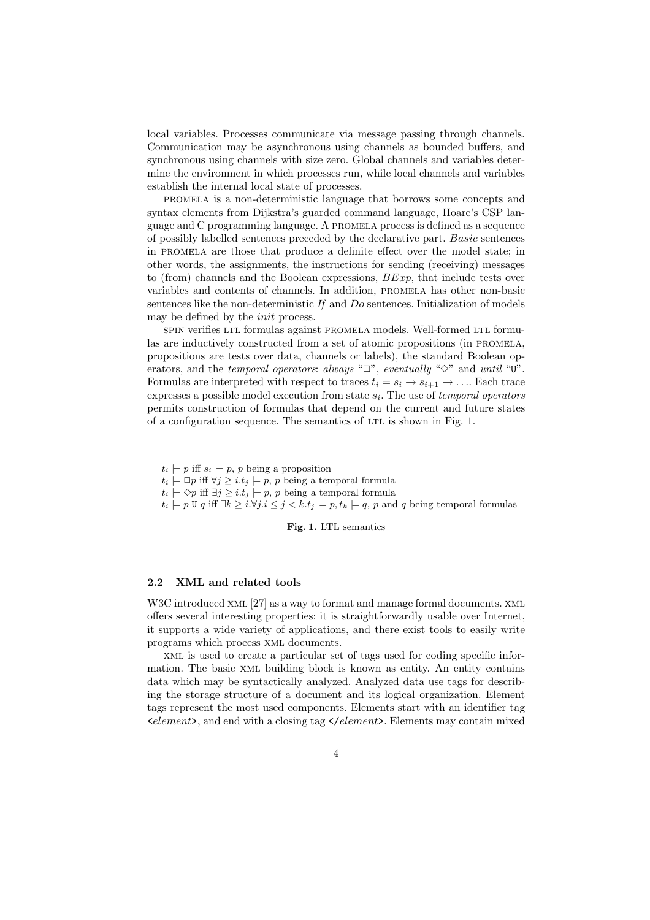local variables. Processes communicate via message passing through channels. Communication may be asynchronous using channels as bounded buffers, and synchronous using channels with size zero. Global channels and variables determine the environment in which processes run, while local channels and variables establish the internal local state of processes.

PROMELA is a non-deterministic language that borrows some concepts and syntax elements from Dijkstra's guarded command language, Hoare's CSP language and C programming language. A PROMELA process is defined as a sequence of possibly labelled sentences preceded by the declarative part. *Basic* sentences in PROMELA are those that produce a definite effect over the model state; in other words, the assignments, the instructions for sending (receiving) messages to (from) channels and the Boolean expressions, *BExp*, that include tests over variables and contents of channels. In addition, PROMELA has other non-basic sentences like the non-deterministic *If* and *Do* sentences. Initialization of models may be defined by the *init* process.

SPIN verifies LTL formulas against PROMELA models. Well-formed LTL formulas are inductively constructed from a set of atomic propositions (in PROMELA, propositions are tests over data, channels or labels), the standard Boolean operators, and the *temporal operators*: *always* "$\Box$", *eventually* "$\Diamond$" and *until* "U". Formulas are interpreted with respect to traces $t_i = s_i \rightarrow s_{i+1} \rightarrow \ldots$. Each trace expresses a possible model execution from state $s_i$. The use of *temporal operators* permits construction of formulas that depend on the current and future states of a configuration sequence. The semantics of LTL is shown in Fig. 1.

$t_i \models p$ iff $s_i \models p$, $p$ being a proposition
$t_i \models \Box p$ iff $\forall j \geq i.t_j \models p$, $p$ being a temporal formula
$t_i \models \Diamond p$ iff $\exists j \geq i.t_j \models p$, $p$ being a temporal formula
$t_i \models p \; \mathtt{U} \; q$ iff $\exists k \geq i.\forall j.i \leq j < k.t_j \models p, t_k \models q$, $p$ and $q$ being temporal formulas

**Fig. 1.** LTL semantics

### 2.2 XML and related tools

W3C introduced XML [27] as a way to format and manage formal documents. XML offers several interesting properties: it is straightforwardly usable over Internet, it supports a wide variety of applications, and there exist tools to easily write programs which process XML documents.

XML is used to create a particular set of tags used for coding specific information. The basic XML building block is known as entity. An entity contains data which may be syntactically analyzed. Analyzed data use tags for describing the storage structure of a document and its logical organization. Element tags represent the most used components. Elements start with an identifier tag <*element*>, and end with a closing tag </*element*>. Elements may contain mixed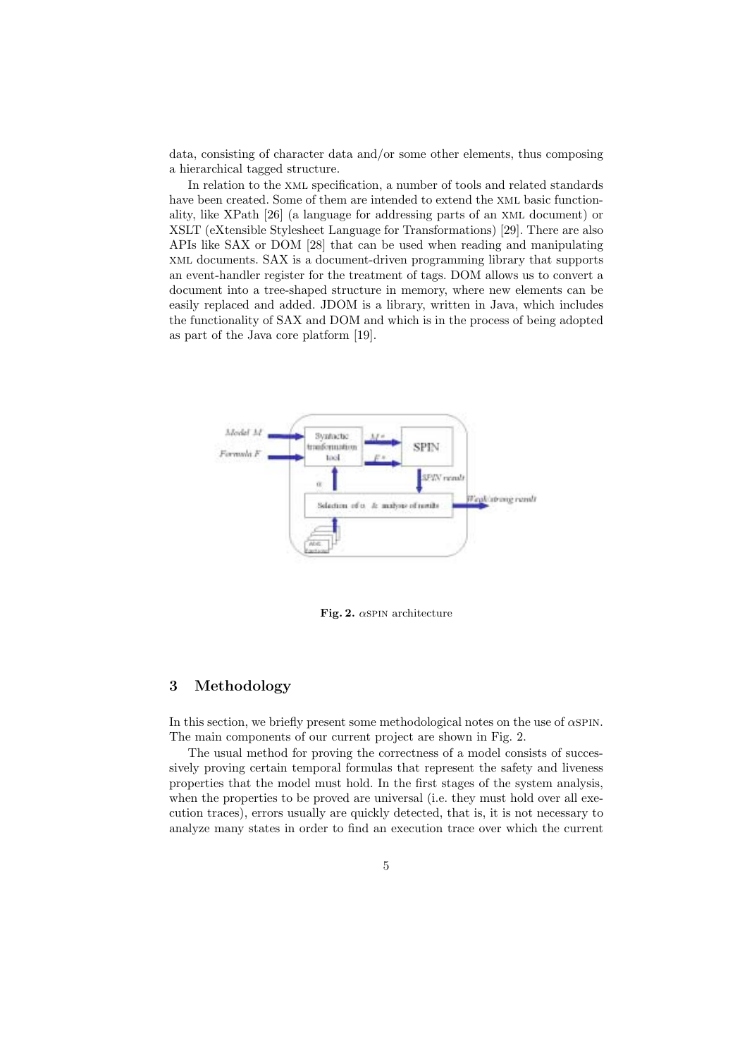data, consisting of character data and/or some other elements, thus composing a hierarchical tagged structure.

In relation to the XML specification, a number of tools and related standards have been created. Some of them are intended to extend the XML basic functionality, like XPath [26] (a language for addressing parts of an XML document) or XSLT (eXtensible Stylesheet Language for Transformations) [29]. There are also APIs like SAX or DOM [28] that can be used when reading and manipulating XML documents. SAX is a document-driven programming library that supports an event-handler register for the treatment of tags. DOM allows us to convert a document into a tree-shaped structure in memory, where new elements can be easily replaced and added. JDOM is a library, written in Java, which includes the functionality of SAX and DOM and which is in the process of being adopted as part of the Java core platform [19].

**Fig. 2.** $\alpha$SPIN architecture

## 3 Methodology

In this section, we briefly present some methodological notes on the use of $\alpha$SPIN. The main components of our current project are shown in Fig. 2.

The usual method for proving the correctness of a model consists of successively proving certain temporal formulas that represent the safety and liveness properties that the model must hold. In the first stages of the system analysis, when the properties to be proved are universal (i.e. they must hold over all execution traces), errors usually are quickly detected, that is, it is not necessary to analyze many states in order to find an execution trace over which the current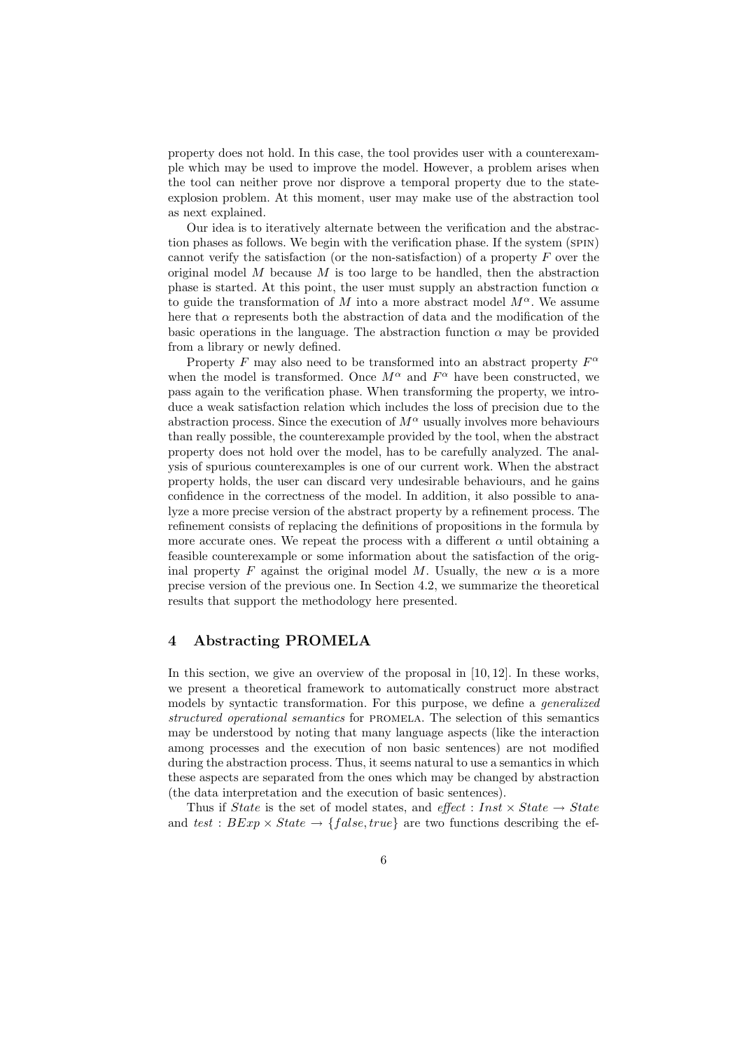property does not hold. In this case, the tool provides user with a counterexample which may be used to improve the model. However, a problem arises when the tool can neither prove nor disprove a temporal property due to the state-explosion problem. At this moment, user may make use of the abstraction tool as next explained.

Our idea is to iteratively alternate between the verification and the abstraction phases as follows. We begin with the verification phase. If the system (SPIN) cannot verify the satisfaction (or the non-satisfaction) of a property $F$ over the original model $M$ because $M$ is too large to be handled, then the abstraction phase is started. At this point, the user must supply an abstraction function $\alpha$ to guide the transformation of $M$ into a more abstract model $M^\alpha$. We assume here that $\alpha$ represents both the abstraction of data and the modification of the basic operations in the language. The abstraction function $\alpha$ may be provided from a library or newly defined.

Property $F$ may also need to be transformed into an abstract property $F^\alpha$ when the model is transformed. Once $M^\alpha$ and $F^\alpha$ have been constructed, we pass again to the verification phase. When transforming the property, we introduce a weak satisfaction relation which includes the loss of precision due to the abstraction process. Since the execution of $M^\alpha$ usually involves more behaviours than really possible, the counterexample provided by the tool, when the abstract property does not hold over the model, has to be carefully analyzed. The analysis of spurious counterexamples is one of our current work. When the abstract property holds, the user can discard very undesirable behaviours, and he gains confidence in the correctness of the model. In addition, it also possible to analyze a more precise version of the abstract property by a refinement process. The refinement consists of replacing the definitions of propositions in the formula by more accurate ones. We repeat the process with a different $\alpha$ until obtaining a feasible counterexample or some information about the satisfaction of the original property $F$ against the original model $M$. Usually, the new $\alpha$ is a more precise version of the previous one. In Section 4.2, we summarize the theoretical results that support the methodology here presented.

## 4 Abstracting PROMELA

In this section, we give an overview of the proposal in [10, 12]. In these works, we present a theoretical framework to automatically construct more abstract models by syntactic transformation. For this purpose, we define a *generalized structured operational semantics* for PROMELA. The selection of this semantics may be understood by noting that many language aspects (like the interaction among processes and the execution of non basic sentences) are not modified during the abstraction process. Thus, it seems natural to use a semantics in which these aspects are separated from the ones which may be changed by abstraction (the data interpretation and the execution of basic sentences).

Thus if $State$ is the set of model states, and $effect : Inst \times State \rightarrow State$ and $test : BExp \times State \rightarrow \{false, true\}$ are two functions describing the ef-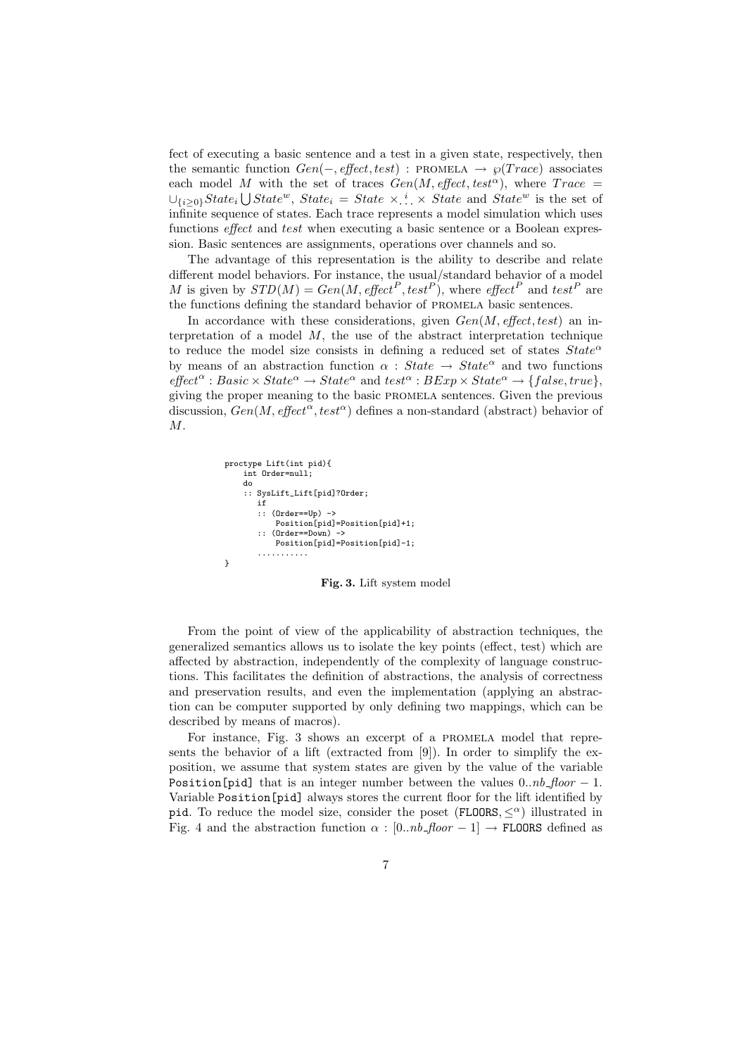fect of executing a basic sentence and a test in a given state, respectively, then the semantic function $Gen(-, \mathit{effect}, \mathit{test})$ : PROMELA $\rightarrow \wp(Trace)$ associates each model $M$ with the set of traces $Gen(M, \mathit{effect}, \mathit{test}^\alpha)$, where $Trace = \cup_{\{i \geq 0\}} State_i \bigcup State^w$, $State_i = State \times \overset{i}{\ldots} \times State$ and $State^w$ is the set of infinite sequence of states. Each trace represents a model simulation which uses functions *effect* and *test* when executing a basic sentence or a Boolean expression. Basic sentences are assignments, operations over channels and so.

The advantage of this representation is the ability to describe and relate different model behaviors. For instance, the usual/standard behavior of a model $M$ is given by $STD(M) = Gen(M, \mathit{effect}^P, \mathit{test}^P)$, where $\mathit{effect}^P$ and $\mathit{test}^P$ are the functions defining the standard behavior of PROMELA basic sentences.

In accordance with these considerations, given $Gen(M, \mathit{effect}, \mathit{test})$ an interpretation of a model $M$, the use of the abstract interpretation technique to reduce the model size consists in defining a reduced set of states $State^\alpha$ by means of an abstraction function $\alpha : State \rightarrow State^\alpha$ and two functions $\mathit{effect}^\alpha : Basic \times State^\alpha \rightarrow State^\alpha$ and $\mathit{test}^\alpha : BExp \times State^\alpha \rightarrow \{false, true\}$, giving the proper meaning to the basic PROMELA sentences. Given the previous discussion, $Gen(M, \mathit{effect}^\alpha, \mathit{test}^\alpha)$ defines a non-standard (abstract) behavior of $M$.

```
proctype Lift(int pid){
    int Order=null;
    do
    :: SysLift_Lift[pid]?Order;
       if
       :: (Order==Up) ->
           Position[pid]=Position[pid]+1;
       :: (Order==Down) ->
           Position[pid]=Position[pid]-1;
       ...........
}
```

**Fig. 3.** Lift system model

From the point of view of the applicability of abstraction techniques, the generalized semantics allows us to isolate the key points (effect, test) which are affected by abstraction, independently of the complexity of language constructions. This facilitates the definition of abstractions, the analysis of correctness and preservation results, and even the implementation (applying an abstraction can be computer supported by only defining two mappings, which can be described by means of macros).

For instance, Fig. 3 shows an excerpt of a PROMELA model that represents the behavior of a lift (extracted from [9]). In order to simplify the exposition, we assume that system states are given by the value of the variable `Position[pid]` that is an integer number between the values $0..nb\_floor - 1$. Variable `Position[pid]` always stores the current floor for the lift identified by `pid`. To reduce the model size, consider the poset $(\texttt{FLOORS}, \leq^\alpha)$ illustrated in Fig. 4 and the abstraction function $\alpha : [0..nb\_floor - 1] \rightarrow \texttt{FLOORS}$ defined as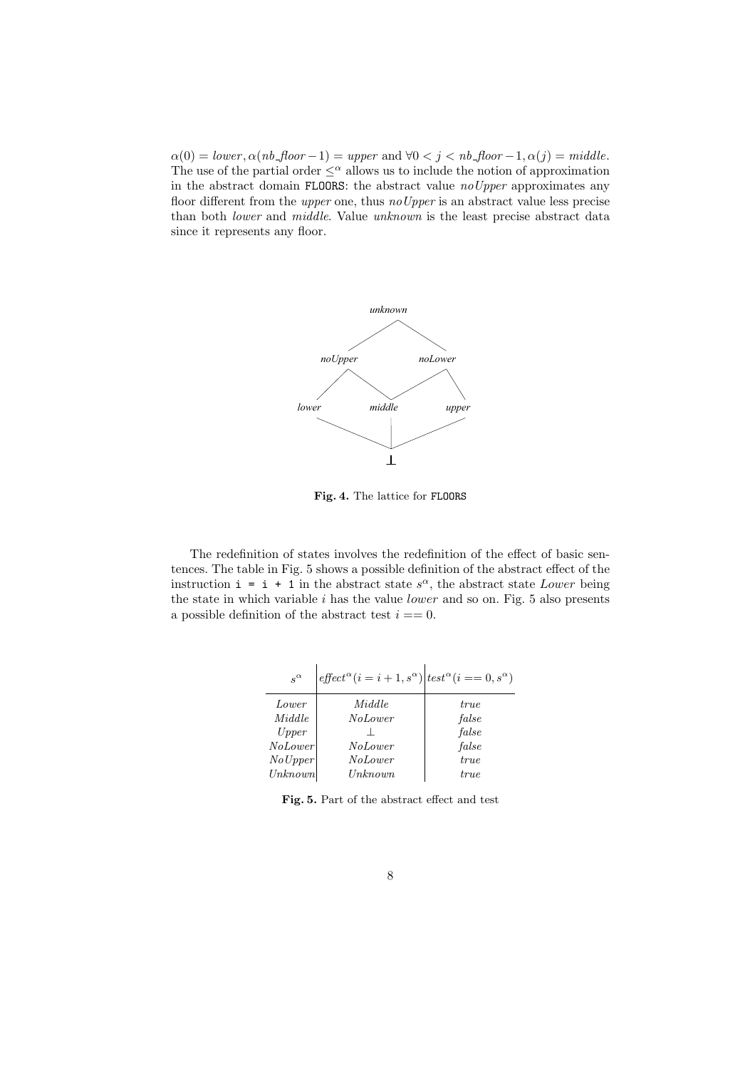$\alpha(0) = lower, \alpha(nb\_floor - 1) = upper$ and $\forall 0 < j < nb\_floor - 1, \alpha(j) = middle$. The use of the partial order $\leq^{\alpha}$ allows us to include the notion of approximation in the abstract domain FLOORS: the abstract value *noUpper* approximates any floor different from the *upper* one, thus *noUpper* is an abstract value less precise than both *lower* and *middle*. Value *unknown* is the least precise abstract data since it represents any floor.

**Fig. 4.** The lattice for FLOORS

The redefinition of states involves the redefinition of the effect of basic sentences. The table in Fig. 5 shows a possible definition of the abstract effect of the instruction `i = i + 1` in the abstract state $s^{\alpha}$, the abstract state *Lower* being the state in which variable $i$ has the value *lower* and so on. Fig. 5 also presents a possible definition of the abstract test $i == 0$.

| $s^{\alpha}$ | $effect^{\alpha}(i = i + 1, s^{\alpha})$ | $test^{\alpha}(i == 0, s^{\alpha})$ |
|---|---|---|
| *Lower* | *Middle* | *true* |
| *Middle* | *NoLower* | *false* |
| *Upper* | $\perp$ | *false* |
| *NoLower* | *NoLower* | *false* |
| *NoUpper* | *NoLower* | *true* |
| *Unknown* | *Unknown* | *true* |

**Fig. 5.** Part of the abstract effect and test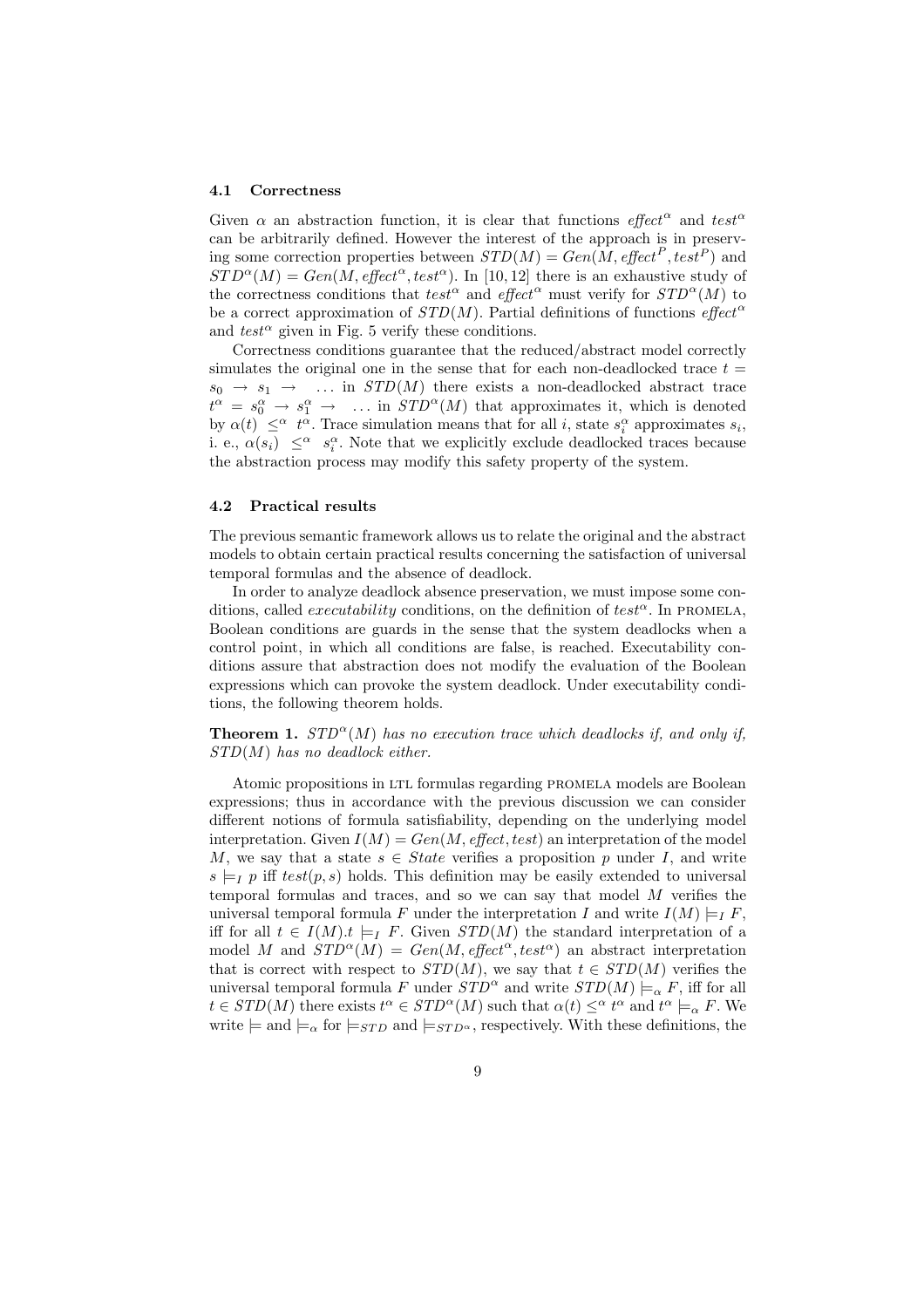### 4.1 Correctness

Given $\alpha$ an abstraction function, it is clear that functions $effect^\alpha$ and $test^\alpha$ can be arbitrarily defined. However the interest of the approach is in preserving some correction properties between $STD(M) = Gen(M, effect^P, test^P)$ and $STD^\alpha(M) = Gen(M, effect^\alpha, test^\alpha)$. In [10, 12] there is an exhaustive study of the correctness conditions that $test^\alpha$ and $effect^\alpha$ must verify for $STD^\alpha(M)$ to be a correct approximation of $STD(M)$. Partial definitions of functions $effect^\alpha$ and $test^\alpha$ given in Fig. 5 verify these conditions.

Correctness conditions guarantee that the reduced/abstract model correctly simulates the original one in the sense that for each non-deadlocked trace $t = s_0 \rightarrow s_1 \rightarrow \ldots$ in $STD(M)$ there exists a non-deadlocked abstract trace $t^\alpha = s_0^\alpha \rightarrow s_1^\alpha \rightarrow \ldots$ in $STD^\alpha(M)$ that approximates it, which is denoted by $\alpha(t) \leq^\alpha t^\alpha$. Trace simulation means that for all $i$, state $s_i^\alpha$ approximates $s_i$, i. e., $\alpha(s_i) \leq^\alpha s_i^\alpha$. Note that we explicitly exclude deadlocked traces because the abstraction process may modify this safety property of the system.

### 4.2 Practical results

The previous semantic framework allows us to relate the original and the abstract models to obtain certain practical results concerning the satisfaction of universal temporal formulas and the absence of deadlock.

In order to analyze deadlock absence preservation, we must impose some conditions, called *executability* conditions, on the definition of $test^\alpha$. In PROMELA, Boolean conditions are guards in the sense that the system deadlocks when a control point, in which all conditions are false, is reached. Executability conditions assure that abstraction does not modify the evaluation of the Boolean expressions which can provoke the system deadlock. Under executability conditions, the following theorem holds.

**Theorem 1.** *$STD^\alpha(M)$ has no execution trace which deadlocks if, and only if, $STD(M)$ has no deadlock either.*

Atomic propositions in LTL formulas regarding PROMELA models are Boolean expressions; thus in accordance with the previous discussion we can consider different notions of formula satisfiability, depending on the underlying model interpretation. Given $I(M) = Gen(M, effect, test)$ an interpretation of the model $M$, we say that a state $s \in State$ verifies a proposition $p$ under $I$, and write $s \models_I p$ iff $test(p, s)$ holds. This definition may be easily extended to universal temporal formulas and traces, and so we can say that model $M$ verifies the universal temporal formula $F$ under the interpretation $I$ and write $I(M) \models_I F$, iff for all $t \in I(M).t \models_I F$. Given $STD(M)$ the standard interpretation of a model $M$ and $STD^\alpha(M) = Gen(M, effect^\alpha, test^\alpha)$ an abstract interpretation that is correct with respect to $STD(M)$, we say that $t \in STD(M)$ verifies the universal temporal formula $F$ under $STD^\alpha$ and write $STD(M) \models_\alpha F$, iff for all $t \in STD(M)$ there exists $t^\alpha \in STD^\alpha(M)$ such that $\alpha(t) \leq^\alpha t^\alpha$ and $t^\alpha \models_\alpha F$. We write $\models$ and $\models_\alpha$ for $\models_{STD}$ and $\models_{STD^\alpha}$, respectively. With these definitions, the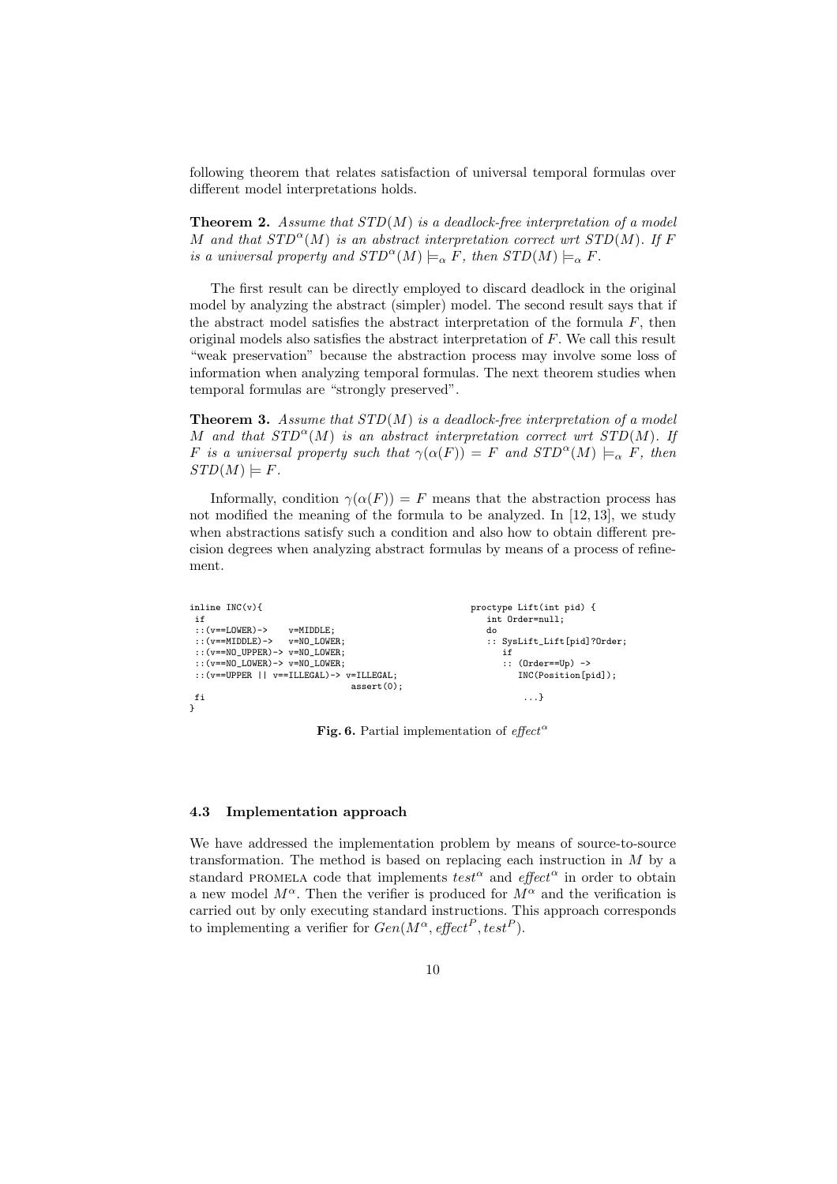following theorem that relates satisfaction of universal temporal formulas over different model interpretations holds.

**Theorem 2.** *Assume that $STD(M)$ is a deadlock-free interpretation of a model $M$ and that $STD^{\alpha}(M)$ is an abstract interpretation correct wrt $STD(M)$. If $F$ is a universal property and $STD^{\alpha}(M) \models_{\alpha} F$, then $STD(M) \models_{\alpha} F$.*

The first result can be directly employed to discard deadlock in the original model by analyzing the abstract (simpler) model. The second result says that if the abstract model satisfies the abstract interpretation of the formula $F$, then original models also satisfies the abstract interpretation of $F$. We call this result "weak preservation" because the abstraction process may involve some loss of information when analyzing temporal formulas. The next theorem studies when temporal formulas are "strongly preserved".

**Theorem 3.** *Assume that $STD(M)$ is a deadlock-free interpretation of a model $M$ and that $STD^{\alpha}(M)$ is an abstract interpretation correct wrt $STD(M)$. If $F$ is a universal property such that $\gamma(\alpha(F)) = F$ and $STD^{\alpha}(M) \models_{\alpha} F$, then $STD(M) \models F$.*

Informally, condition $\gamma(\alpha(F)) = F$ means that the abstraction process has not modified the meaning of the formula to be analyzed. In [12, 13], we study when abstractions satisfy such a condition and also how to obtain different precision degrees when analyzing abstract formulas by means of a process of refinement.

```
inline INC(v){
 if
 ::(v==LOWER)->    v=MIDDLE;
 ::(v==MIDDLE)->   v=NO_LOWER;
 ::(v==NO_UPPER)-> v=NO_LOWER;
 ::(v==NO_LOWER)-> v=NO_LOWER;
 ::(v==UPPER || v==ILLEGAL)-> v=ILLEGAL;
                              assert(0);
 fi
}
```

```
proctype Lift(int pid) {
   int Order=null;
   do
   :: SysLift_Lift[pid]?Order;
      if
      :: (Order==Up) ->
         INC(Position[pid]);
          ...}
```

**Fig. 6.** Partial implementation of $effect^{\alpha}$

### 4.3 Implementation approach

We have addressed the implementation problem by means of source-to-source transformation. The method is based on replacing each instruction in $M$ by a standard PROMELA code that implements $test^{\alpha}$ and $effect^{\alpha}$ in order to obtain a new model $M^{\alpha}$. Then the verifier is produced for $M^{\alpha}$ and the verification is carried out by only executing standard instructions. This approach corresponds to implementing a verifier for $Gen(M^{\alpha}, effect^{P}, test^{P})$.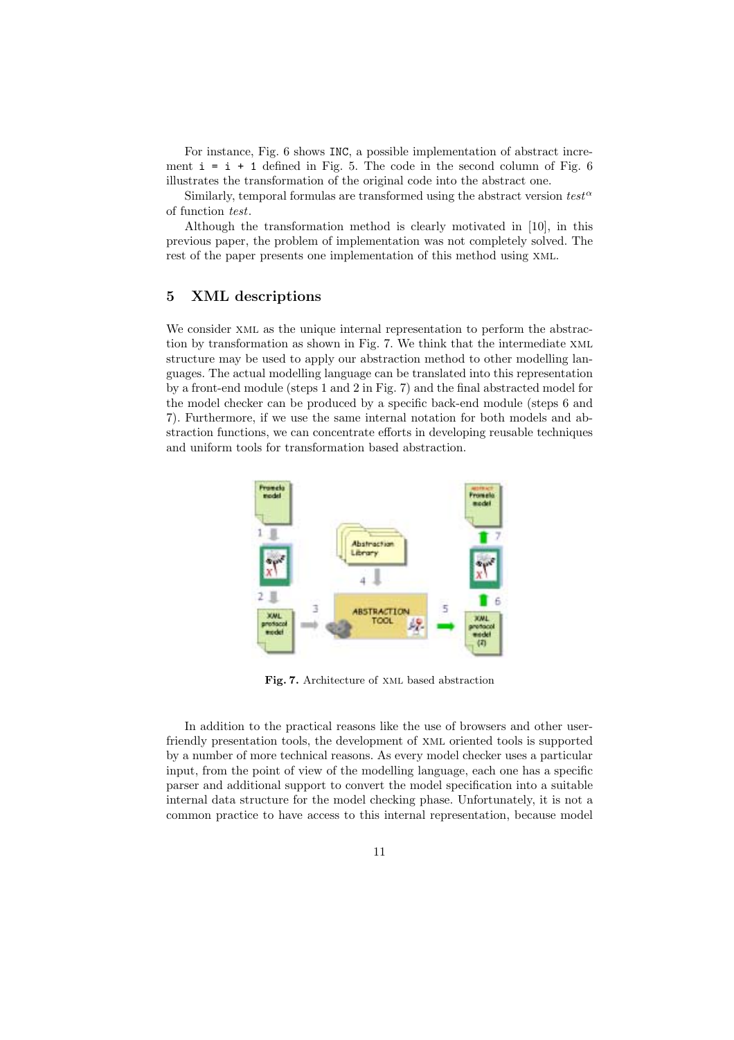For instance, Fig. 6 shows `INC`, a possible implementation of abstract increment `i = i + 1` defined in Fig. 5. The code in the second column of Fig. 6 illustrates the transformation of the original code into the abstract one.

Similarly, temporal formulas are transformed using the abstract version $test^{\alpha}$ of function *test*.

Although the transformation method is clearly motivated in [10], in this previous paper, the problem of implementation was not completely solved. The rest of the paper presents one implementation of this method using XML.

## 5 XML descriptions

We consider XML as the unique internal representation to perform the abstraction by transformation as shown in Fig. 7. We think that the intermediate XML structure may be used to apply our abstraction method to other modelling languages. The actual modelling language can be translated into this representation by a front-end module (steps 1 and 2 in Fig. 7) and the final abstracted model for the model checker can be produced by a specific back-end module (steps 6 and 7). Furthermore, if we use the same internal notation for both models and abstraction functions, we can concentrate efforts in developing reusable techniques and uniform tools for transformation based abstraction.

**Fig. 7.** Architecture of XML based abstraction

In addition to the practical reasons like the use of browsers and other user-friendly presentation tools, the development of XML oriented tools is supported by a number of more technical reasons. As every model checker uses a particular input, from the point of view of the modelling language, each one has a specific parser and additional support to convert the model specification into a suitable internal data structure for the model checking phase. Unfortunately, it is not a common practice to have access to this internal representation, because model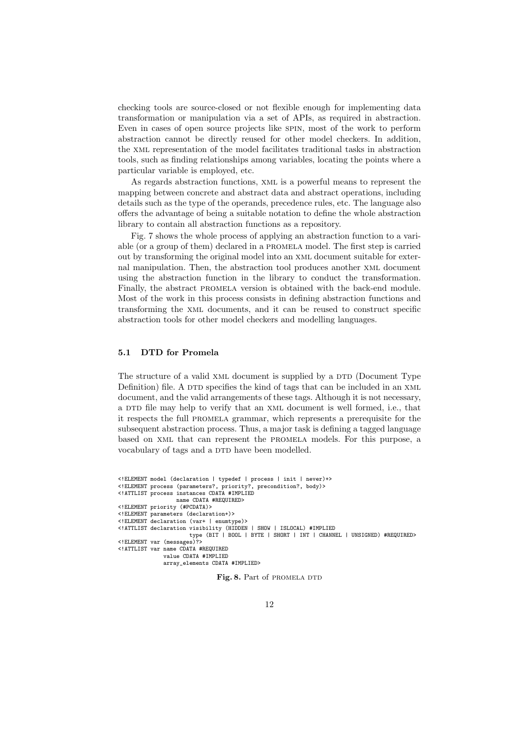checking tools are source-closed or not flexible enough for implementing data transformation or manipulation via a set of APIs, as required in abstraction. Even in cases of open source projects like SPIN, most of the work to perform abstraction cannot be directly reused for other model checkers. In addition, the XML representation of the model facilitates traditional tasks in abstraction tools, such as finding relationships among variables, locating the points where a particular variable is employed, etc.

As regards abstraction functions, XML is a powerful means to represent the mapping between concrete and abstract data and abstract operations, including details such as the type of the operands, precedence rules, etc. The language also offers the advantage of being a suitable notation to define the whole abstraction library to contain all abstraction functions as a repository.

Fig. 7 shows the whole process of applying an abstraction function to a variable (or a group of them) declared in a PROMELA model. The first step is carried out by transforming the original model into an XML document suitable for external manipulation. Then, the abstraction tool produces another XML document using the abstraction function in the library to conduct the transformation. Finally, the abstract PROMELA version is obtained with the back-end module. Most of the work in this process consists in defining abstraction functions and transforming the XML documents, and it can be reused to construct specific abstraction tools for other model checkers and modelling languages.

### 5.1 DTD for Promela

The structure of a valid XML document is supplied by a DTD (Document Type Definition) file. A DTD specifies the kind of tags that can be included in an XML document, and the valid arrangements of these tags. Although it is not necessary, a DTD file may help to verify that an XML document is well formed, i.e., that it respects the full PROMELA grammar, which represents a prerequisite for the subsequent abstraction process. Thus, a major task is defining a tagged language based on XML that can represent the PROMELA models. For this purpose, a vocabulary of tags and a DTD have been modelled.

```
<!ELEMENT model (declaration | typedef | process | init | never)+>
<!ELEMENT process (parameters?, priority?, precondition?, body)>
<!ATTLIST process instances CDATA #IMPLIED
                  name CDATA #REQUIRED>
<!ELEMENT priority (#PCDATA)>
<!ELEMENT parameters (declaration+)>
<!ELEMENT declaration (var+ | enumtype)>
<!ATTLIST declaration visibility (HIDDEN | SHOW | ISLOCAL) #IMPLIED
                      type (BIT | BOOL | BYTE | SHORT | INT | CHANNEL | UNSIGNED) #REQUIRED>
<!ELEMENT var (messages)?>
<!ATTLIST var name CDATA #REQUIRED
              value CDATA #IMPLIED
              array_elements CDATA #IMPLIED>
```

**Fig. 8.** Part of PROMELA DTD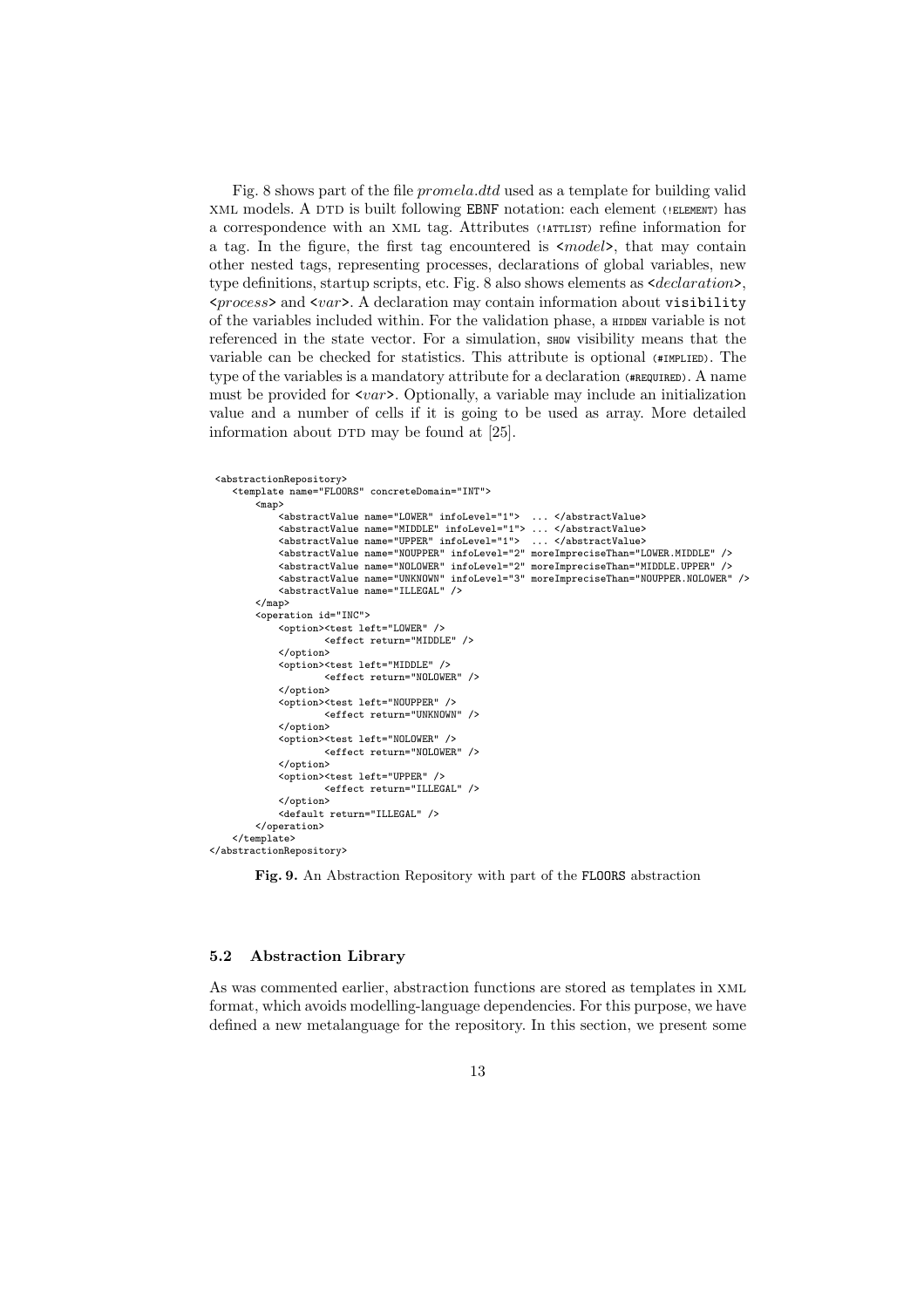Fig. 8 shows part of the file *promela.dtd* used as a template for building valid XML models. A DTD is built following EBNF notation: each element (!ELEMENT) has a correspondence with an XML tag. Attributes (!ATTLIST) refine information for a tag. In the figure, the first tag encountered is <*model*>, that may contain other nested tags, representing processes, declarations of global variables, new type definitions, startup scripts, etc. Fig. 8 also shows elements as <*declaration*>, <*process*> and <*var*>. A declaration may contain information about visibility of the variables included within. For the validation phase, a HIDDEN variable is not referenced in the state vector. For a simulation, SHOW visibility means that the variable can be checked for statistics. This attribute is optional (#IMPLIED). The type of the variables is a mandatory attribute for a declaration (#REQUIRED). A name must be provided for <*var*>. Optionally, a variable may include an initialization value and a number of cells if it is going to be used as array. More detailed information about DTD may be found at [25].

```
<abstractionRepository>
    <template name="FLOORS" concreteDomain="INT">
        <map>
            <abstractValue name="LOWER" infoLevel="1">  ... </abstractValue>
            <abstractValue name="MIDDLE" infoLevel="1"> ... </abstractValue>
            <abstractValue name="UPPER" infoLevel="1">  ... </abstractValue>
            <abstractValue name="NOUPPER" infoLevel="2" moreImpreciseThan="LOWER.MIDDLE" />
            <abstractValue name="NOLOWER" infoLevel="2" moreImpreciseThan="MIDDLE.UPPER" />
            <abstractValue name="UNKNOWN" infoLevel="3" moreImpreciseThan="NOUPPER.NOLOWER" />
            <abstractValue name="ILLEGAL" />
        </map>
        <operation id="INC">
            <option><test left="LOWER" />
                    <effect return="MIDDLE" />
            </option>
            <option><test left="MIDDLE" />
                    <effect return="NOLOWER" />
            </option>
            <option><test left="NOUPPER" />
                    <effect return="UNKNOWN" />
            </option>
            <option><test left="NOLOWER" />
                    <effect return="NOLOWER" />
            </option>
            <option><test left="UPPER" />
                    <effect return="ILLEGAL" />
            </option>
            <default return="ILLEGAL" />
        </operation>
    </template>
</abstractionRepository>
```

**Fig. 9.** An Abstraction Repository with part of the FLOORS abstraction

### 5.2 Abstraction Library

As was commented earlier, abstraction functions are stored as templates in XML format, which avoids modelling-language dependencies. For this purpose, we have defined a new metalanguage for the repository. In this section, we present some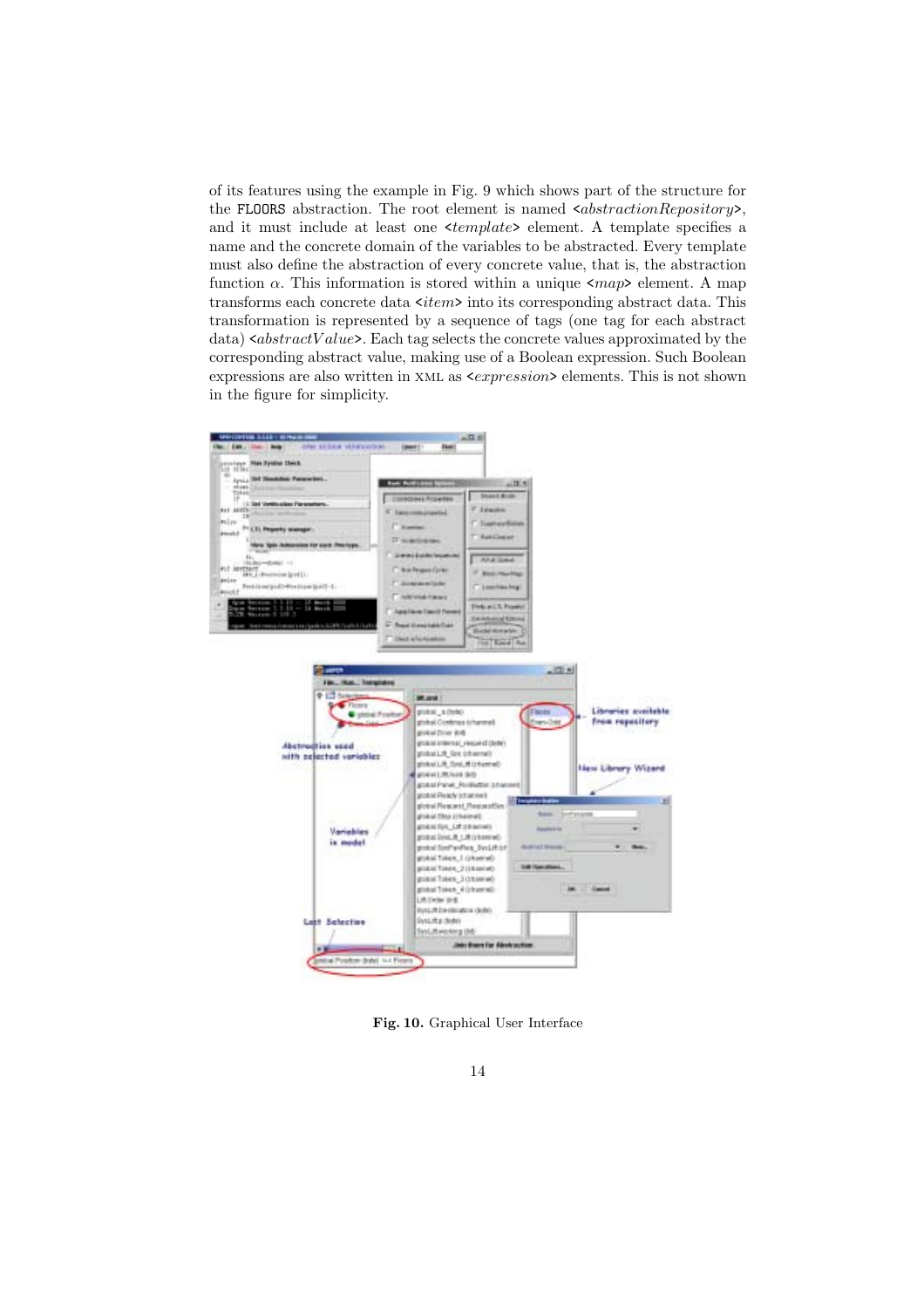of its features using the example in Fig. 9 which shows part of the structure for the FLOORS abstraction. The root element is named <*abstractionRepository*>, and it must include at least one <*template*> element. A template specifies a name and the concrete domain of the variables to be abstracted. Every template must also define the abstraction of every concrete value, that is, the abstraction function $\alpha$. This information is stored within a unique <*map*> element. A map transforms each concrete data <*item*> into its corresponding abstract data. This transformation is represented by a sequence of tags (one tag for each abstract data) <*abstractValue*>. Each tag selects the concrete values approximated by the corresponding abstract value, making use of a Boolean expression. Such Boolean expressions are also written in XML as <*expression*> elements. This is not shown in the figure for simplicity.

**Fig. 10.** Graphical User Interface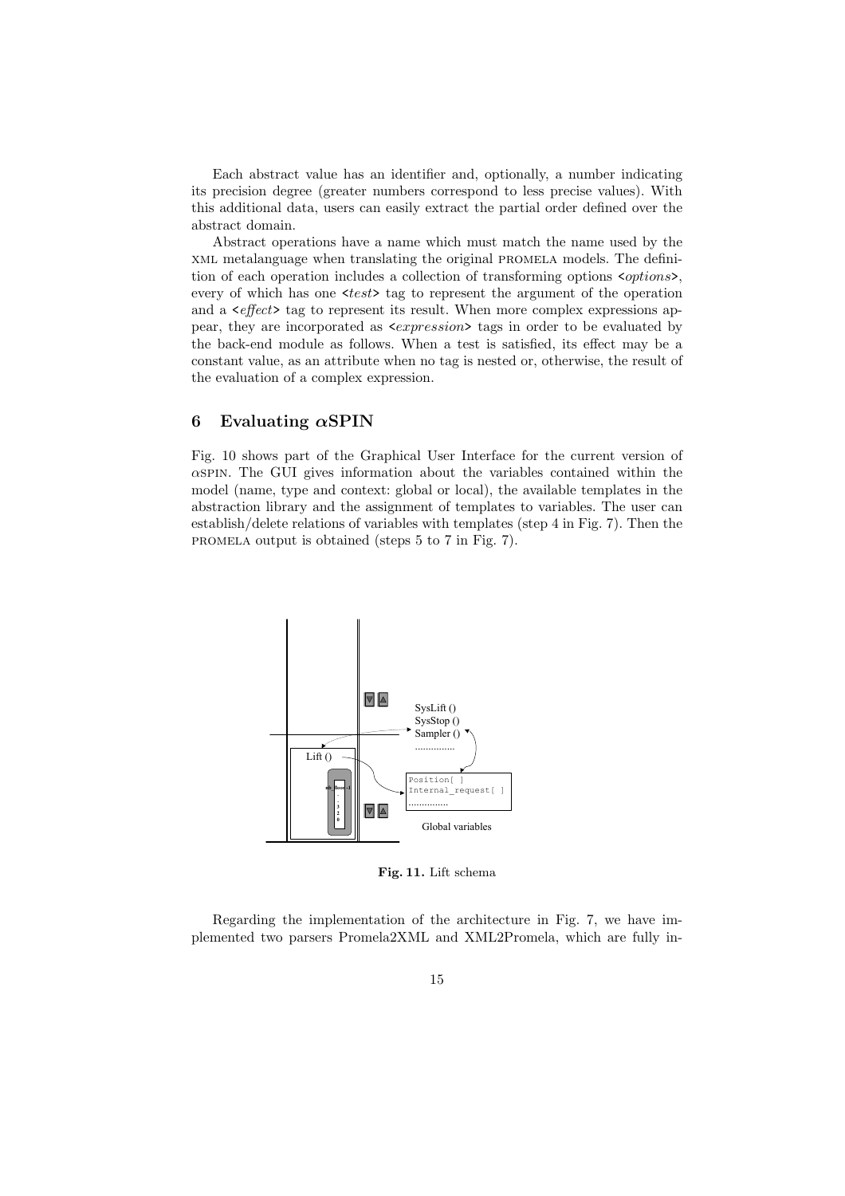Each abstract value has an identifier and, optionally, a number indicating its precision degree (greater numbers correspond to less precise values). With this additional data, users can easily extract the partial order defined over the abstract domain.

Abstract operations have a name which must match the name used by the XML metalanguage when translating the original PROMELA models. The definition of each operation includes a collection of transforming options <*options*>, every of which has one <*test*> tag to represent the argument of the operation and a <*effect*> tag to represent its result. When more complex expressions appear, they are incorporated as <*expression*> tags in order to be evaluated by the back-end module as follows. When a test is satisfied, its effect may be a constant value, as an attribute when no tag is nested or, otherwise, the result of the evaluation of a complex expression.

## 6 Evaluating $\alpha$SPIN

Fig. 10 shows part of the Graphical User Interface for the current version of $\alpha$SPIN. The GUI gives information about the variables contained within the model (name, type and context: global or local), the available templates in the abstraction library and the assignment of templates to variables. The user can establish/delete relations of variables with templates (step 4 in Fig. 7). Then the PROMELA output is obtained (steps 5 to 7 in Fig. 7).

**Fig. 11.** Lift schema

Regarding the implementation of the architecture in Fig. 7, we have implemented two parsers Promela2XML and XML2Promela, which are fully in-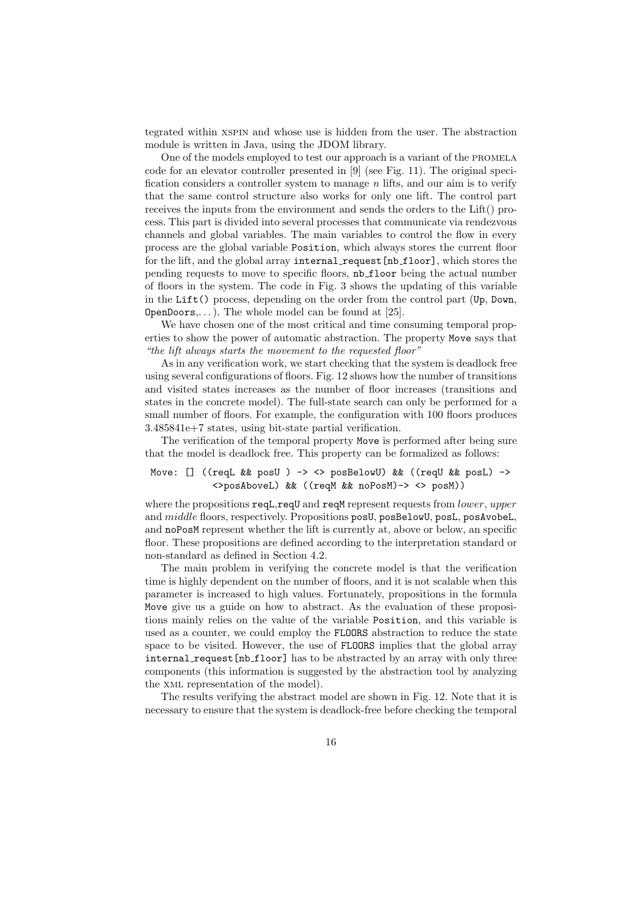tegrated within XSPIN and whose use is hidden from the user. The abstraction module is written in Java, using the JDOM library.

One of the models employed to test our approach is a variant of the PROMELA code for an elevator controller presented in [9] (see Fig. 11). The original specification considers a controller system to manage $n$ lifts, and our aim is to verify that the same control structure also works for only one lift. The control part receives the inputs from the environment and sends the orders to the Lift() process. This part is divided into several processes that communicate via rendezvous channels and global variables. The main variables to control the flow in every process are the global variable `Position`, which always stores the current floor for the lift, and the global array `internal_request[nb_floor]`, which stores the pending requests to move to specific floors, `nb_floor` being the actual number of floors in the system. The code in Fig. 3 shows the updating of this variable in the `Lift()` process, depending on the order from the control part (`Up`, `Down`, `OpenDoors`,...). The whole model can be found at [25].

We have chosen one of the most critical and time consuming temporal properties to show the power of automatic abstraction. The property `Move` says that *"the lift always starts the movement to the requested floor"*

As in any verification work, we start checking that the system is deadlock free using several configurations of floors. Fig. 12 shows how the number of transitions and visited states increases as the number of floor increases (transitions and states in the concrete model). The full-state search can only be performed for a small number of floors. For example, the configuration with 100 floors produces 3.485841e+7 states, using bit-state partial verification.

The verification of the temporal property `Move` is performed after being sure that the model is deadlock free. This property can be formalized as follows:

```
Move: [] ((reqL && posU ) -> <> posBelowU) && ((reqU && posL) ->
          <>posAboveL) && ((reqM && noPosM)-> <> posM))
```

where the propositions `reqL`,`reqU` and `reqM` represent requests from *lower*, *upper* and *middle* floors, respectively. Propositions `posU`, `posBelowU`, `posL`, `posAvobeL`, and `noPosM` represent whether the lift is currently at, above or below, an specific floor. These propositions are defined according to the interpretation standard or non-standard as defined in Section 4.2.

The main problem in verifying the concrete model is that the verification time is highly dependent on the number of floors, and it is not scalable when this parameter is increased to high values. Fortunately, propositions in the formula `Move` give us a guide on how to abstract. As the evaluation of these propositions mainly relies on the value of the variable `Position`, and this variable is used as a counter, we could employ the `FLOORS` abstraction to reduce the state space to be visited. However, the use of `FLOORS` implies that the global array `internal_request[nb_floor]` has to be abstracted by an array with only three components (this information is suggested by the abstraction tool by analyzing the XML representation of the model).

The results verifying the abstract model are shown in Fig. 12. Note that it is necessary to ensure that the system is deadlock-free before checking the temporal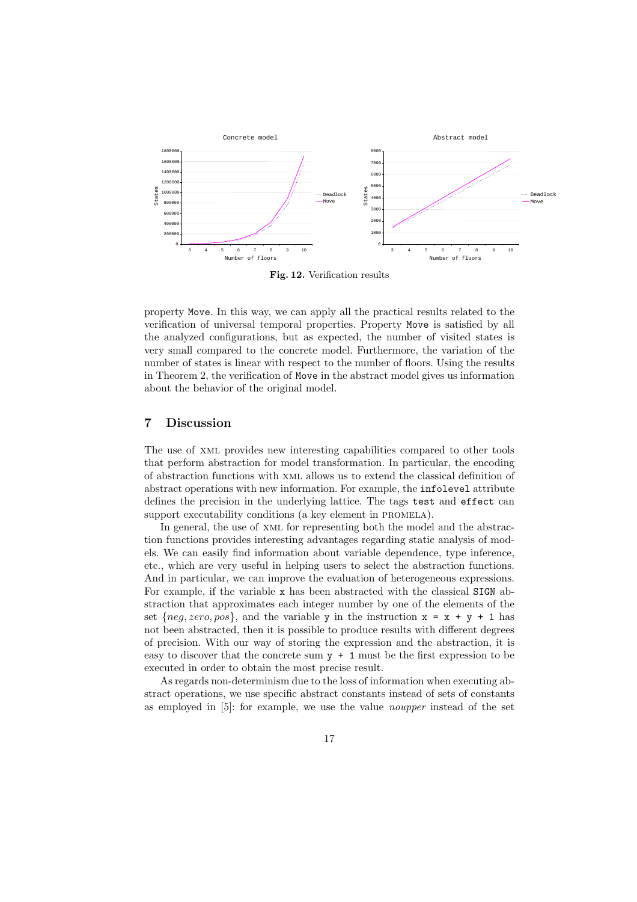Fig. 12. Verification results

property Move. In this way, we can apply all the practical results related to the verification of universal temporal properties. Property Move is satisfied by all the analyzed configurations, but as expected, the number of visited states is very small compared to the concrete model. Furthermore, the variation of the number of states is linear with respect to the number of floors. Using the results in Theorem 2, the verification of Move in the abstract model gives us information about the behavior of the original model.

## 7 Discussion

The use of XML provides new interesting capabilities compared to other tools that perform abstraction for model transformation. In particular, the encoding of abstraction functions with XML allows us to extend the classical definition of abstract operations with new information. For example, the `infolevel` attribute defines the precision in the underlying lattice. The tags `test` and `effect` can support executability conditions (a key element in PROMELA).

In general, the use of XML for representing both the model and the abstraction functions provides interesting advantages regarding static analysis of models. We can easily find information about variable dependence, type inference, etc., which are very useful in helping users to select the abstraction functions. And in particular, we can improve the evaluation of heterogeneous expressions. For example, if the variable `x` has been abstracted with the classical `SIGN` abstraction that approximates each integer number by one of the elements of the set $\{neg, zero, pos\}$, and the variable `y` in the instruction `x = x + y + 1` has not been abstracted, then it is possible to produce results with different degrees of precision. With our way of storing the expression and the abstraction, it is easy to discover that the concrete sum `y + 1` must be the first expression to be executed in order to obtain the most precise result.

As regards non-determinism due to the loss of information when executing abstract operations, we use specific abstract constants instead of sets of constants as employed in [5]: for example, we use the value *noupper* instead of the set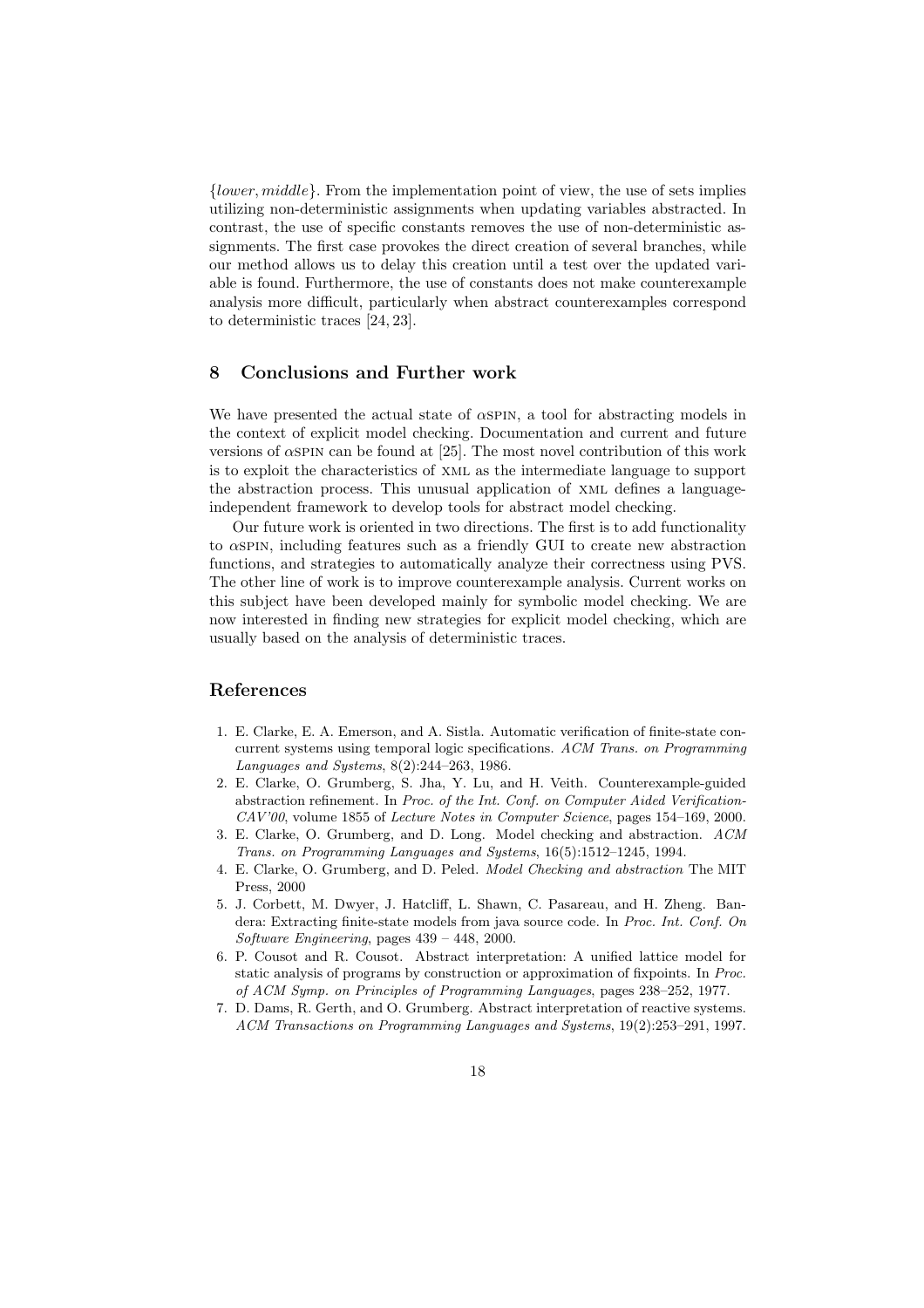$\{lower, middle\}$. From the implementation point of view, the use of sets implies utilizing non-deterministic assignments when updating variables abstracted. In contrast, the use of specific constants removes the use of non-deterministic assignments. The first case provokes the direct creation of several branches, while our method allows us to delay this creation until a test over the updated variable is found. Furthermore, the use of constants does not make counterexample analysis more difficult, particularly when abstract counterexamples correspond to deterministic traces [24, 23].

## 8 Conclusions and Further work

We have presented the actual state of $\alpha$SPIN, a tool for abstracting models in the context of explicit model checking. Documentation and current and future versions of $\alpha$SPIN can be found at [25]. The most novel contribution of this work is to exploit the characteristics of XML as the intermediate language to support the abstraction process. This unusual application of XML defines a language-independent framework to develop tools for abstract model checking.

Our future work is oriented in two directions. The first is to add functionality to $\alpha$SPIN, including features such as a friendly GUI to create new abstraction functions, and strategies to automatically analyze their correctness using PVS. The other line of work is to improve counterexample analysis. Current works on this subject have been developed mainly for symbolic model checking. We are now interested in finding new strategies for explicit model checking, which are usually based on the analysis of deterministic traces.

## References

1. E. Clarke, E. A. Emerson, and A. Sistla. Automatic verification of finite-state concurrent systems using temporal logic specifications. *ACM Trans. on Programming Languages and Systems*, 8(2):244–263, 1986.
2. E. Clarke, O. Grumberg, S. Jha, Y. Lu, and H. Veith. Counterexample-guided abstraction refinement. In *Proc. of the Int. Conf. on Computer Aided Verification-CAV'00*, volume 1855 of *Lecture Notes in Computer Science*, pages 154–169, 2000.
3. E. Clarke, O. Grumberg, and D. Long. Model checking and abstraction. *ACM Trans. on Programming Languages and Systems*, 16(5):1512–1245, 1994.
4. E. Clarke, O. Grumberg, and D. Peled. *Model Checking and abstraction* The MIT Press, 2000
5. J. Corbett, M. Dwyer, J. Hatcliff, L. Shawn, C. Pasareau, and H. Zheng. Bandera: Extracting finite-state models from java source code. In *Proc. Int. Conf. On Software Engineering*, pages 439 – 448, 2000.
6. P. Cousot and R. Cousot. Abstract interpretation: A unified lattice model for static analysis of programs by construction or approximation of fixpoints. In *Proc. of ACM Symp. on Principles of Programming Languages*, pages 238–252, 1977.
7. D. Dams, R. Gerth, and O. Grumberg. Abstract interpretation of reactive systems. *ACM Transactions on Programming Languages and Systems*, 19(2):253–291, 1997.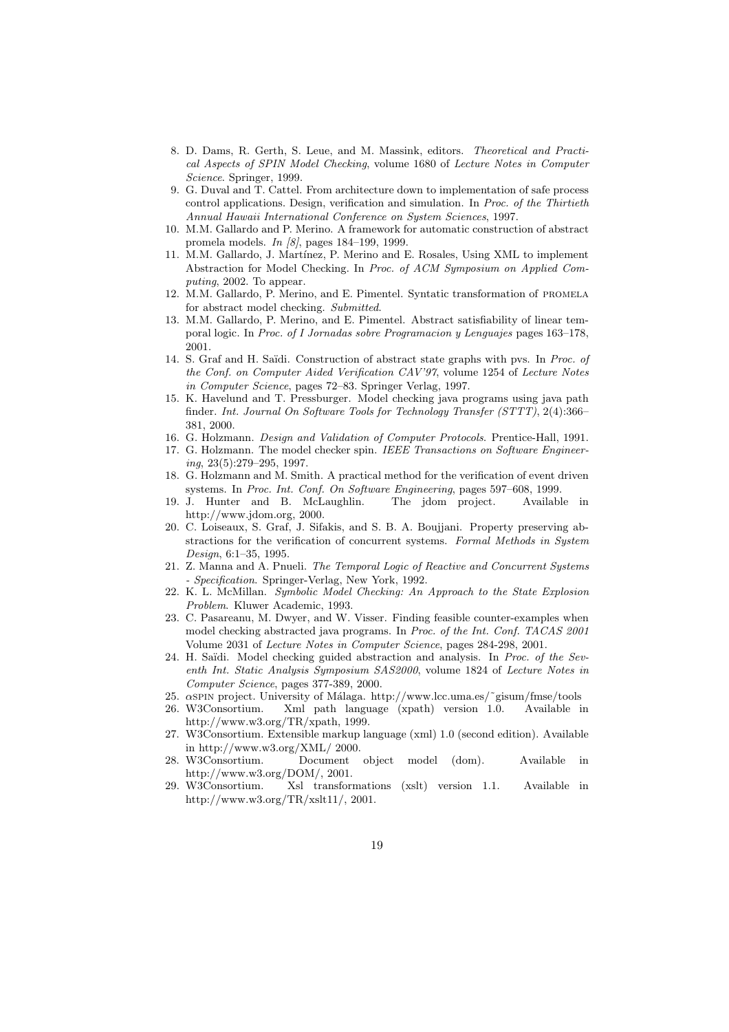8. D. Dams, R. Gerth, S. Leue, and M. Massink, editors. *Theoretical and Practical Aspects of SPIN Model Checking*, volume 1680 of *Lecture Notes in Computer Science*. Springer, 1999.
9. G. Duval and T. Cattel. From architecture down to implementation of safe process control applications. Design, verification and simulation. In *Proc. of the Thirtieth Annual Hawaii International Conference on System Sciences*, 1997.
10. M.M. Gallardo and P. Merino. A framework for automatic construction of abstract promela models. *In [8]*, pages 184–199, 1999.
11. M.M. Gallardo, J. Martínez, P. Merino and E. Rosales, Using XML to implement Abstraction for Model Checking. In *Proc. of ACM Symposium on Applied Computing*, 2002. To appear.
12. M.M. Gallardo, P. Merino, and E. Pimentel. Syntatic transformation of PROMELA for abstract model checking. *Submitted*.
13. M.M. Gallardo, P. Merino, and E. Pimentel. Abstract satisfiability of linear temporal logic. In *Proc. of I Jornadas sobre Programacion y Lenguajes* pages 163–178, 2001.
14. S. Graf and H. Saïdi. Construction of abstract state graphs with pvs. In *Proc. of the Conf. on Computer Aided Verification CAV'97*, volume 1254 of *Lecture Notes in Computer Science*, pages 72–83. Springer Verlag, 1997.
15. K. Havelund and T. Pressburger. Model checking java programs using java path finder. *Int. Journal On Software Tools for Technology Transfer (STTT)*, 2(4):366–381, 2000.
16. G. Holzmann. *Design and Validation of Computer Protocols*. Prentice-Hall, 1991.
17. G. Holzmann. The model checker spin. *IEEE Transactions on Software Engineering*, 23(5):279–295, 1997.
18. G. Holzmann and M. Smith. A practical method for the verification of event driven systems. In *Proc. Int. Conf. On Software Engineering*, pages 597–608, 1999.
19. J. Hunter and B. McLaughlin. The jdom project. Available in http://www.jdom.org, 2000.
20. C. Loiseaux, S. Graf, J. Sifakis, and S. B. A. Boujjani. Property preserving abstractions for the verification of concurrent systems. *Formal Methods in System Design*, 6:1–35, 1995.
21. Z. Manna and A. Pnueli. *The Temporal Logic of Reactive and Concurrent Systems - Specification*. Springer-Verlag, New York, 1992.
22. K. L. McMillan. *Symbolic Model Checking: An Approach to the State Explosion Problem*. Kluwer Academic, 1993.
23. C. Pasareanu, M. Dwyer, and W. Visser. Finding feasible counter-examples when model checking abstracted java programs. In *Proc. of the Int. Conf. TACAS 2001* Volume 2031 of *Lecture Notes in Computer Science*, pages 284-298, 2001.
24. H. Saïdi. Model checking guided abstraction and analysis. In *Proc. of the Seventh Int. Static Analysis Symposium SAS2000*, volume 1824 of *Lecture Notes in Computer Science*, pages 377-389, 2000.
25. $\alpha$SPIN project. University of Málaga. http://www.lcc.uma.es/~gisum/fmse/tools
26. W3Consortium. Xml path language (xpath) version 1.0. Available in http://www.w3.org/TR/xpath, 1999.
27. W3Consortium. Extensible markup language (xml) 1.0 (second edition). Available in http://www.w3.org/XML/ 2000.
28. W3Consortium. Document object model (dom). Available in http://www.w3.org/DOM/, 2001.
29. W3Consortium. Xsl transformations (xslt) version 1.1. Available in http://www.w3.org/TR/xslt11/, 2001.